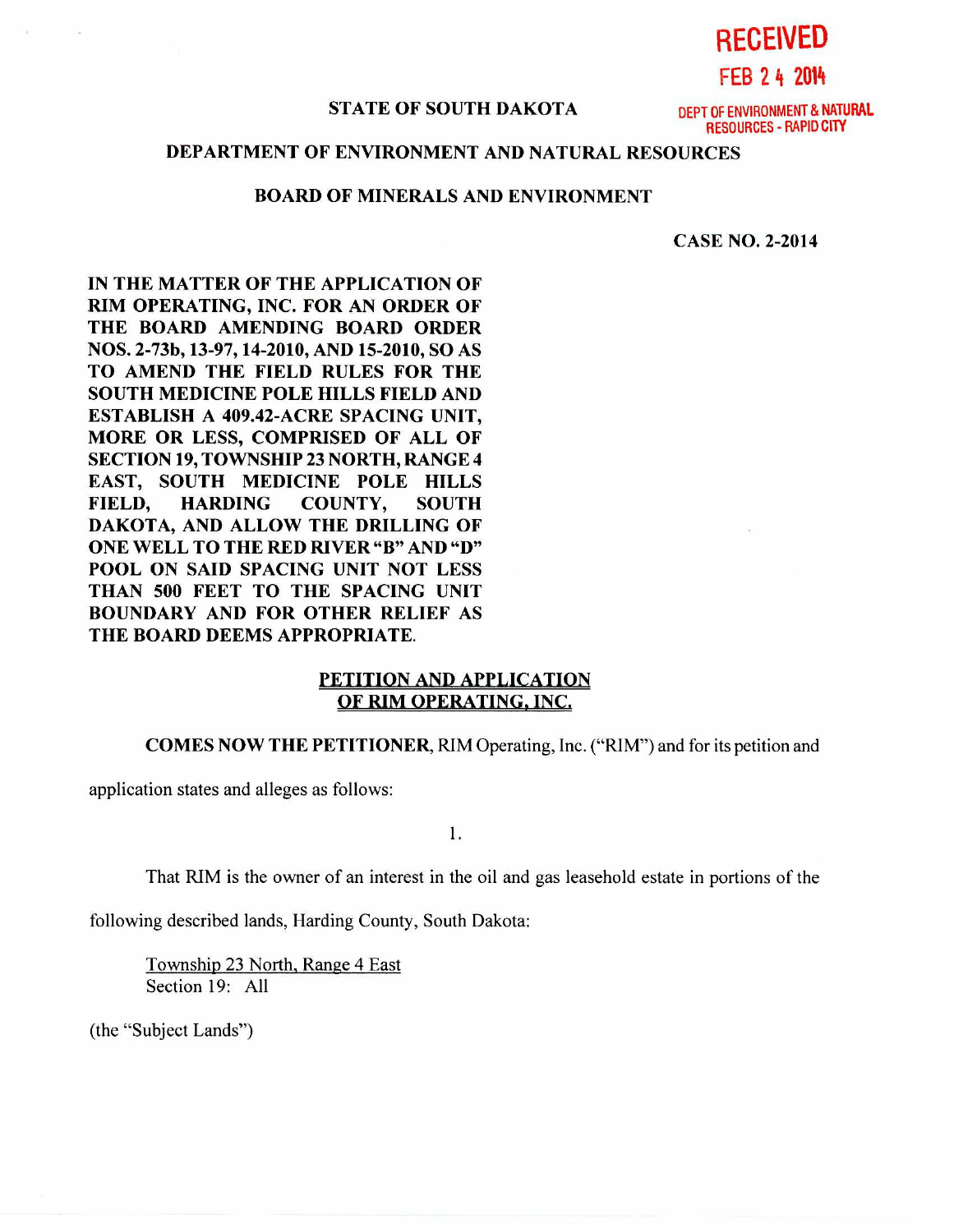RECEIVED

FEB 24 2014

DEPT OF ENVIRONMENT & NATURAL RESOURCES - RAPID CITY

**STATE OF SOUTH DAKOTA**

**DEPARTMENT OF ENVIRONMENT AND NATURAL RESOURCES**

**BOARD OF MINERALS AND ENVIRONMENT**

**CASE NO. 2-2014**

**IN THE MATTER OF THE APPLICATION OF RIM OPERATING, INC. FOR AN ORDER OF THE BOARD AMENDING BOARD ORDER NOS. 2-73b, 13-97, 14-2010, AND 15-2010, SO AS TO AMEND THE FIELD RULES FOR THE SOUTH MEDICINE POLE HILLS FIELD AND ESTABLISH A 409.42-ACRE SPACING UNIT, MORE OR LESS, COMPRISED OF ALL OF SECTION 19, TOWNSHIP 23 NORTH, RANGE 4 EAST, SOUTH MEDICINE POLE HILLS FIELD, HARDING COUNTY, SOUTH DAKOTA, AND ALLOW THE DRILLING OF ONE WELL TO THE RED RIVER "B" AND "D" POOL ON SAID SPACING UNIT NOT LESS THAN 500 FEET TO THE SPACING UNIT BOUNDARY AND FOR OTHER RELIEF AS THE BOARD DEEMS APPROPRIATE.**

## PETITION AND APPLICATION OF RIM OPERATING, INC.

**COMES NOW THE PETITIONER**, RIM Operating, Inc. ("RIM") and for its petition and application states and alleges as follows:

1.

That RIM is the owner of an interest in the oil and gas leasehold estate in portions of the following described lands, Harding County, South Dakota:

Township 23 North, Range 4 East
Section 19: All

(the "Subject Lands")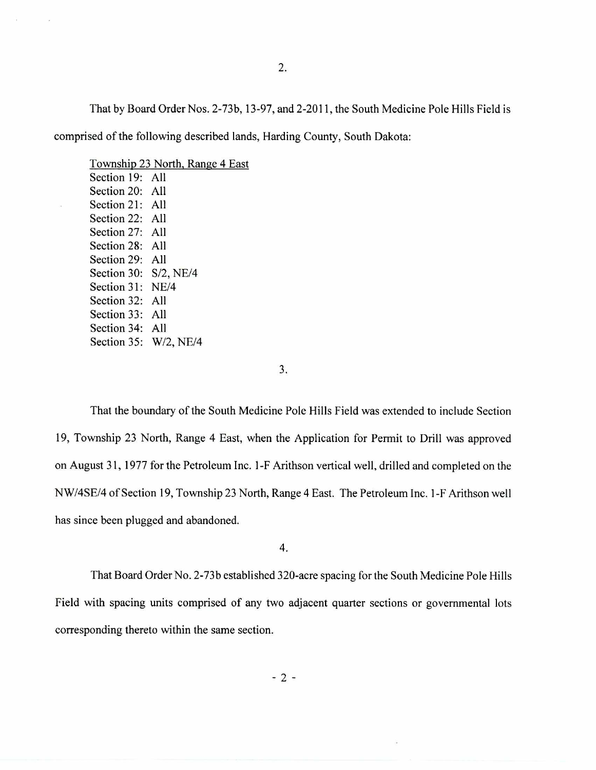2.

That by Board Order Nos. 2-73b, 13-97, and 2-2011, the South Medicine Pole Hills Field is comprised of the following described lands, Harding County, South Dakota:

Township 23 North, Range 4 East
Section 19: All
Section 20: All
Section 21: All
Section 22: All
Section 27: All
Section 28: All
Section 29: All
Section 30: S/2, NE/4
Section 31: NE/4
Section 32: All
Section 33: All
Section 34: All
Section 35: W/2, NE/4

3.

That the boundary of the South Medicine Pole Hills Field was extended to include Section 19, Township 23 North, Range 4 East, when the Application for Permit to Drill was approved on August 31, 1977 for the Petroleum Inc. 1-F Arithson vertical well, drilled and completed on the NW/4SE/4 of Section 19, Township 23 North, Range 4 East. The Petroleum Inc. 1-F Arithson well has since been plugged and abandoned.

4.

That Board Order No. 2-73b established 320-acre spacing for the South Medicine Pole Hills Field with spacing units comprised of any two adjacent quarter sections or governmental lots corresponding thereto within the same section.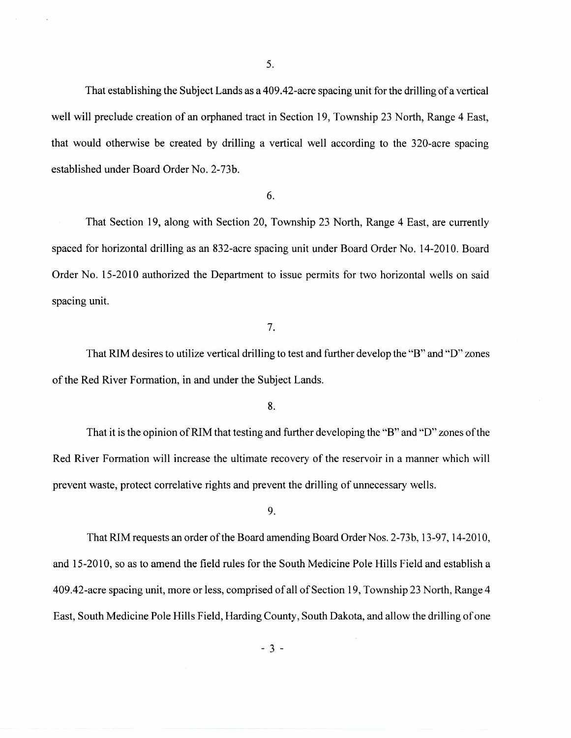5.

That establishing the Subject Lands as a 409.42-acre spacing unit for the drilling of a vertical well will preclude creation of an orphaned tract in Section 19, Township 23 North, Range 4 East, that would otherwise be created by drilling a vertical well according to the 320-acre spacing established under Board Order No. 2-73b.

6.

That Section 19, along with Section 20, Township 23 North, Range 4 East, are currently spaced for horizontal drilling as an 832-acre spacing unit under Board Order No. 14-2010. Board Order No. 15-2010 authorized the Department to issue permits for two horizontal wells on said spacing unit.

7.

That RIM desires to utilize vertical drilling to test and further develop the "B" and "D" zones of the Red River Formation, in and under the Subject Lands.

8.

That it is the opinion of RIM that testing and further developing the "B" and "D" zones of the Red River Formation will increase the ultimate recovery of the reservoir in a manner which will prevent waste, protect correlative rights and prevent the drilling of unnecessary wells.

9.

That RIM requests an order of the Board amending Board Order Nos. 2-73b, 13-97, 14-2010, and 15-2010, so as to amend the field rules for the South Medicine Pole Hills Field and establish a 409.42-acre spacing unit, more or less, comprised of all of Section 19, Township 23 North, Range 4 East, South Medicine Pole Hills Field, Harding County, South Dakota, and allow the drilling of one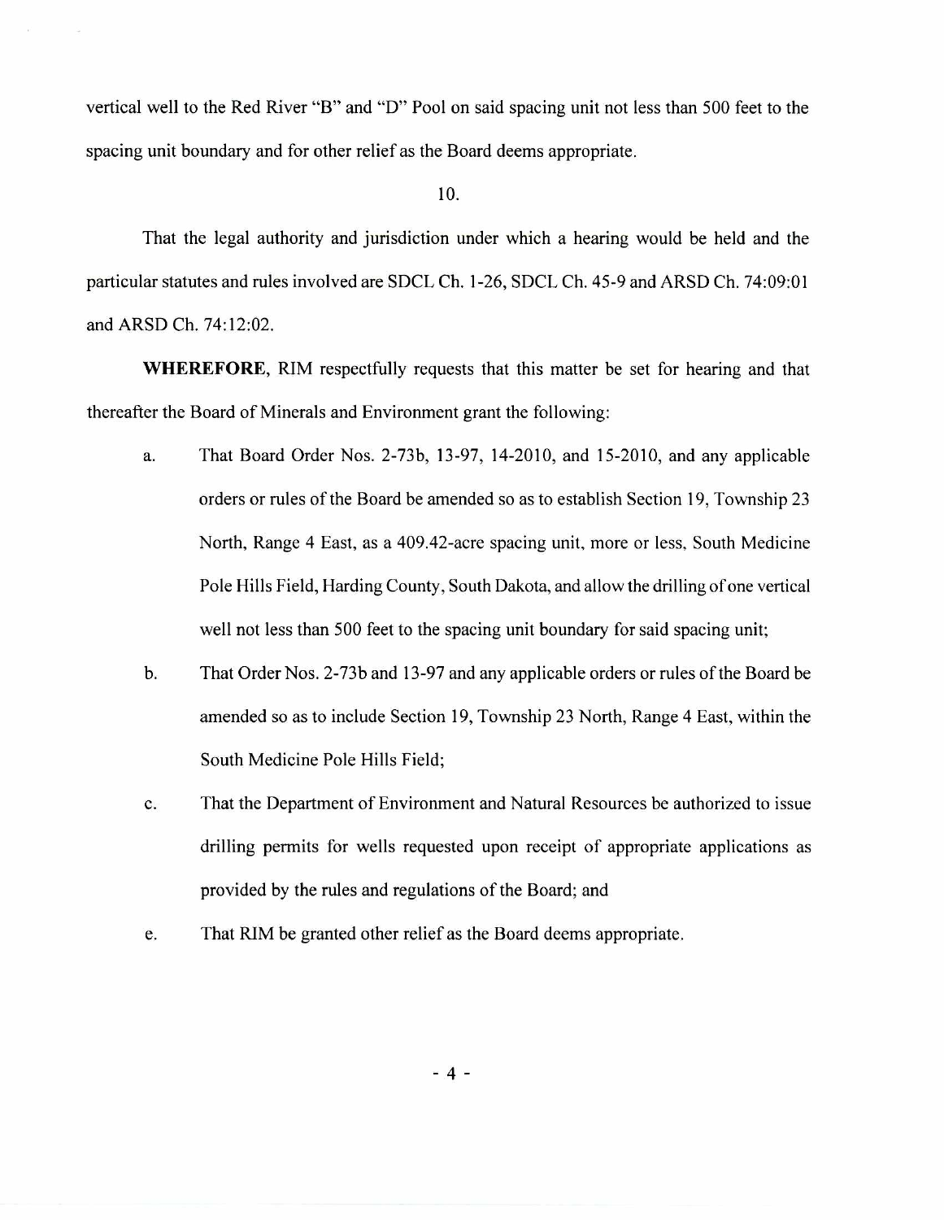vertical well to the Red River "B" and "D" Pool on said spacing unit not less than 500 feet to the spacing unit boundary and for other relief as the Board deems appropriate.

10.

That the legal authority and jurisdiction under which a hearing would be held and the particular statutes and rules involved are SDCL Ch. 1-26, SDCL Ch. 45-9 and ARSD Ch. 74:09:01 and ARSD Ch. 74:12:02.

**WHEREFORE**, RIM respectfully requests that this matter be set for hearing and that thereafter the Board of Minerals and Environment grant the following:

a. That Board Order Nos. 2-73b, 13-97, 14-2010, and 15-2010, and any applicable orders or rules of the Board be amended so as to establish Section 19, Township 23 North, Range 4 East, as a 409.42-acre spacing unit, more or less, South Medicine Pole Hills Field, Harding County, South Dakota, and allow the drilling of one vertical well not less than 500 feet to the spacing unit boundary for said spacing unit;

b. That Order Nos. 2-73b and 13-97 and any applicable orders or rules of the Board be amended so as to include Section 19, Township 23 North, Range 4 East, within the South Medicine Pole Hills Field;

c. That the Department of Environment and Natural Resources be authorized to issue drilling permits for wells requested upon receipt of appropriate applications as provided by the rules and regulations of the Board; and

e. That RIM be granted other relief as the Board deems appropriate.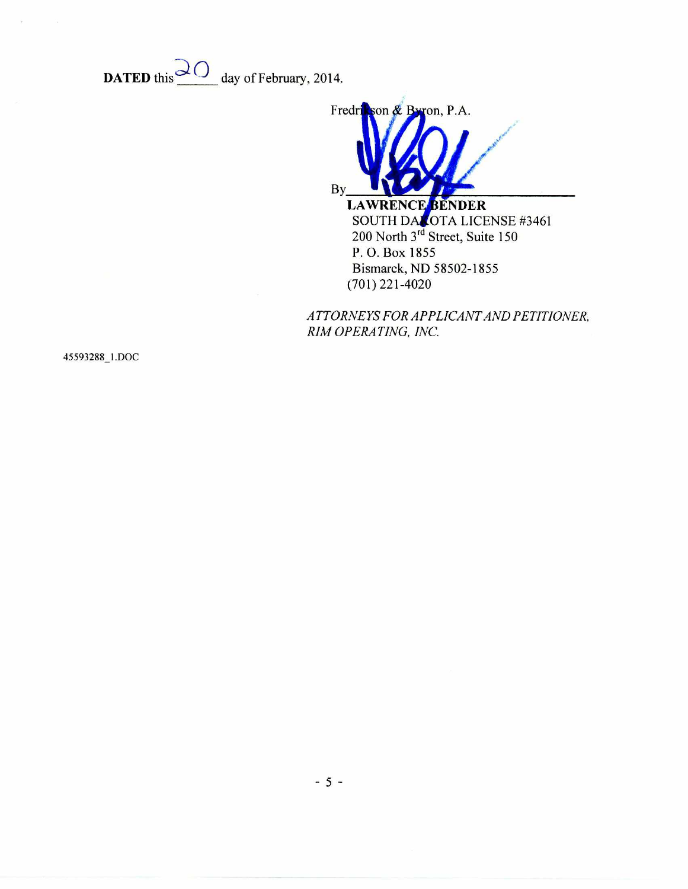**DATED** this 20 day of February, 2014.

Fredrikson & Byron, P.A.

By______________________________

**LAWRENCE BENDER**
SOUTH DAKOTA LICENSE #3461
200 North 3rd Street, Suite 150
P. O. Box 1855
Bismarck, ND 58502-1855
(701) 221-4020

*ATTORNEYS FOR APPLICANT AND PETITIONER, RIM OPERATING, INC.*

45593288_1.DOC